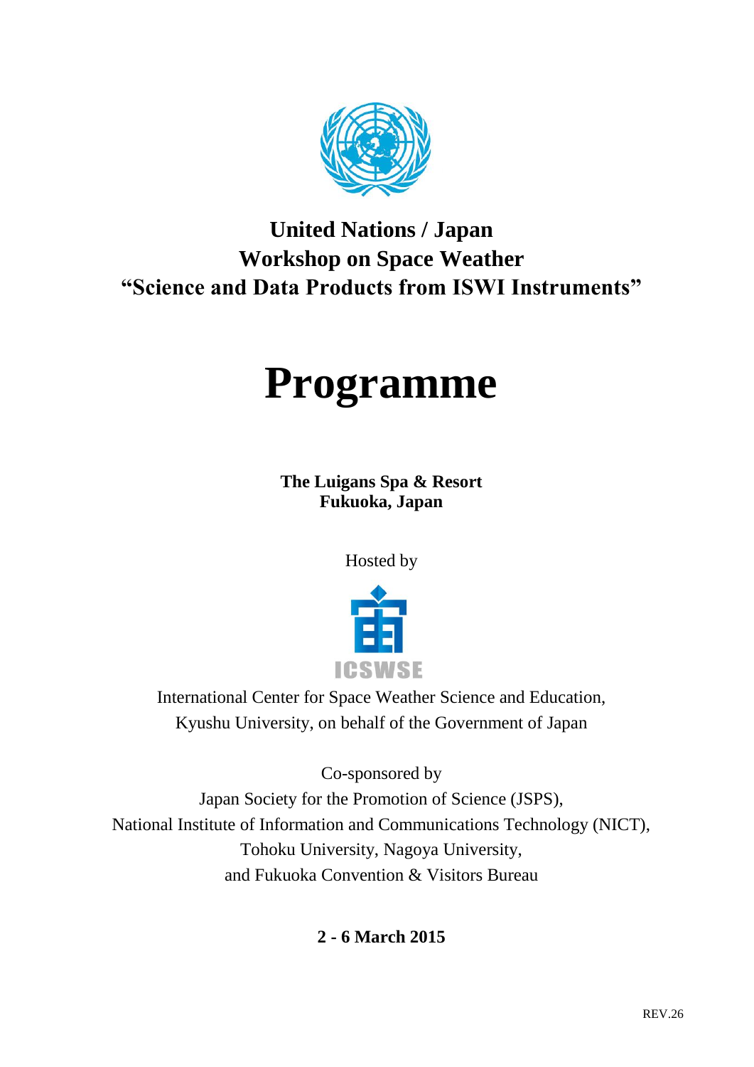# United Nations / Japan
# Workshop on Space Weather
# "Science and Data Products from ISWI Instruments"

# Programme

**The Luigans Spa & Resort**
**Fukuoka, Japan**

Hosted by

ICSWSE

International Center for Space Weather Science and Education, Kyushu University, on behalf of the Government of Japan

Co-sponsored by
Japan Society for the Promotion of Science (JSPS),
National Institute of Information and Communications Technology (NICT),
Tohoku University, Nagoya University,
and Fukuoka Convention & Visitors Bureau

**2 - 6 March 2015**

REV.26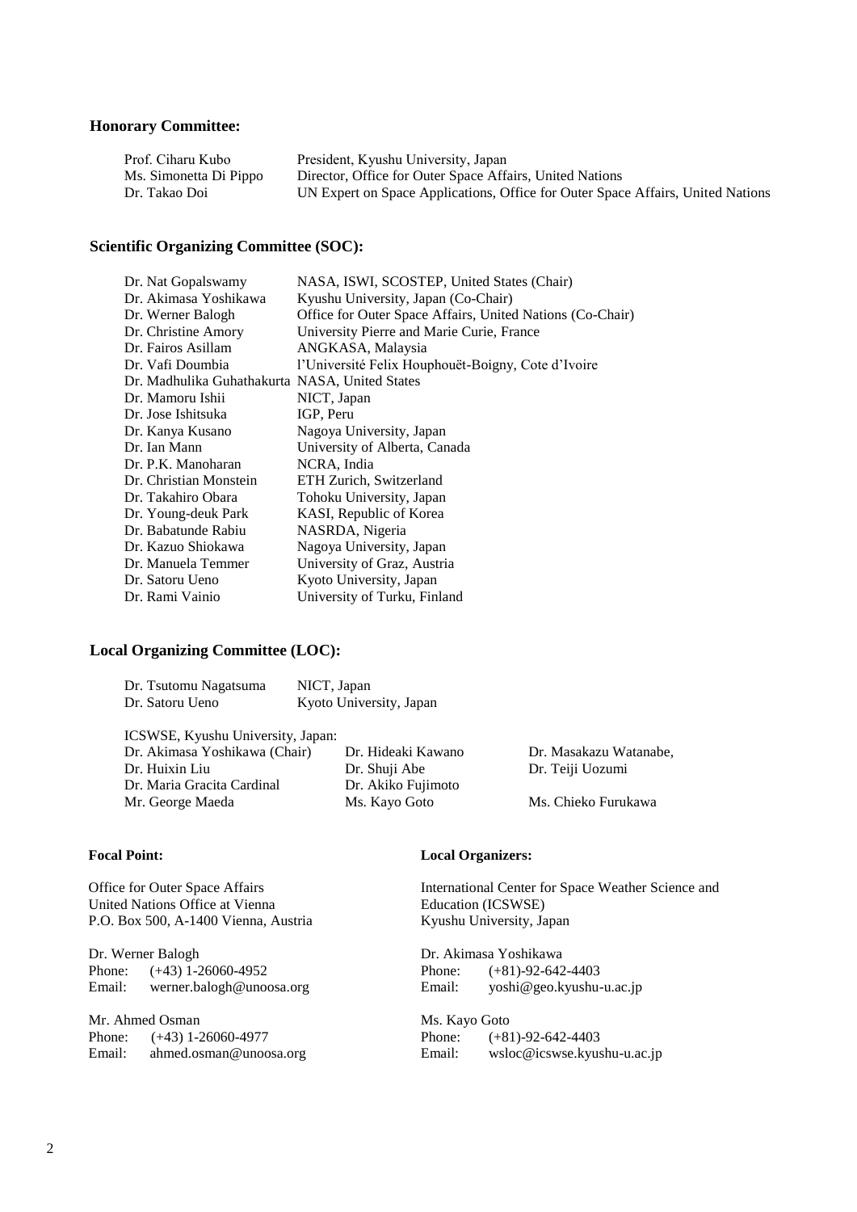**Honorary Committee:**

| | |
|---|---|
| Prof. Ciharu Kubo | President, Kyushu University, Japan |
| Ms. Simonetta Di Pippo | Director, Office for Outer Space Affairs, United Nations |
| Dr. Takao Doi | UN Expert on Space Applications, Office for Outer Space Affairs, United Nations |

**Scientific Organizing Committee (SOC):**

| | |
|---|---|
| Dr. Nat Gopalswamy | NASA, ISWI, SCOSTEP, United States (Chair) |
| Dr. Akimasa Yoshikawa | Kyushu University, Japan (Co-Chair) |
| Dr. Werner Balogh | Office for Outer Space Affairs, United Nations (Co-Chair) |
| Dr. Christine Amory | University Pierre and Marie Curie, France |
| Dr. Fairos Asillam | ANGKASA, Malaysia |
| Dr. Vafi Doumbia | l'Université Felix Houphouët-Boigny, Cote d'Ivoire |
| Dr. Madhulika Guhathakurta | NASA, United States |
| Dr. Mamoru Ishii | NICT, Japan |
| Dr. Jose Ishitsuka | IGP, Peru |
| Dr. Kanya Kusano | Nagoya University, Japan |
| Dr. Ian Mann | University of Alberta, Canada |
| Dr. P.K. Manoharan | NCRA, India |
| Dr. Christian Monstein | ETH Zurich, Switzerland |
| Dr. Takahiro Obara | Tohoku University, Japan |
| Dr. Young-deuk Park | KASI, Republic of Korea |
| Dr. Babatunde Rabiu | NASRDA, Nigeria |
| Dr. Kazuo Shiokawa | Nagoya University, Japan |
| Dr. Manuela Temmer | University of Graz, Austria |
| Dr. Satoru Ueno | Kyoto University, Japan |
| Dr. Rami Vainio | University of Turku, Finland |

**Local Organizing Committee (LOC):**

| | |
|---|---|
| Dr. Tsutomu Nagatsuma | NICT, Japan |
| Dr. Satoru Ueno | Kyoto University, Japan |

ICSWSE, Kyushu University, Japan:

| | | |
|---|---|---|
| Dr. Akimasa Yoshikawa (Chair) | Dr. Hideaki Kawano | Dr. Masakazu Watanabe, |
| Dr. Huixin Liu | Dr. Shuji Abe | Dr. Teiji Uozumi |
| Dr. Maria Gracita Cardinal | Dr. Akiko Fujimoto | |
| Mr. George Maeda | Ms. Kayo Goto | Ms. Chieko Furukawa |

**Focal Point:**

Office for Outer Space Affairs
United Nations Office at Vienna
P.O. Box 500, A-1400 Vienna, Austria

Dr. Werner Balogh
Phone: (+43) 1-26060-4952
Email: werner.balogh@unoosa.org

Mr. Ahmed Osman
Phone: (+43) 1-26060-4977
Email: ahmed.osman@unoosa.org

**Local Organizers:**

International Center for Space Weather Science and Education (ICSWSE)
Kyushu University, Japan

Dr. Akimasa Yoshikawa
Phone: (+81)-92-642-4403
Email: yoshi@geo.kyushu-u.ac.jp

Ms. Kayo Goto
Phone: (+81)-92-642-4403
Email: wsloc@icswse.kyushu-u.ac.jp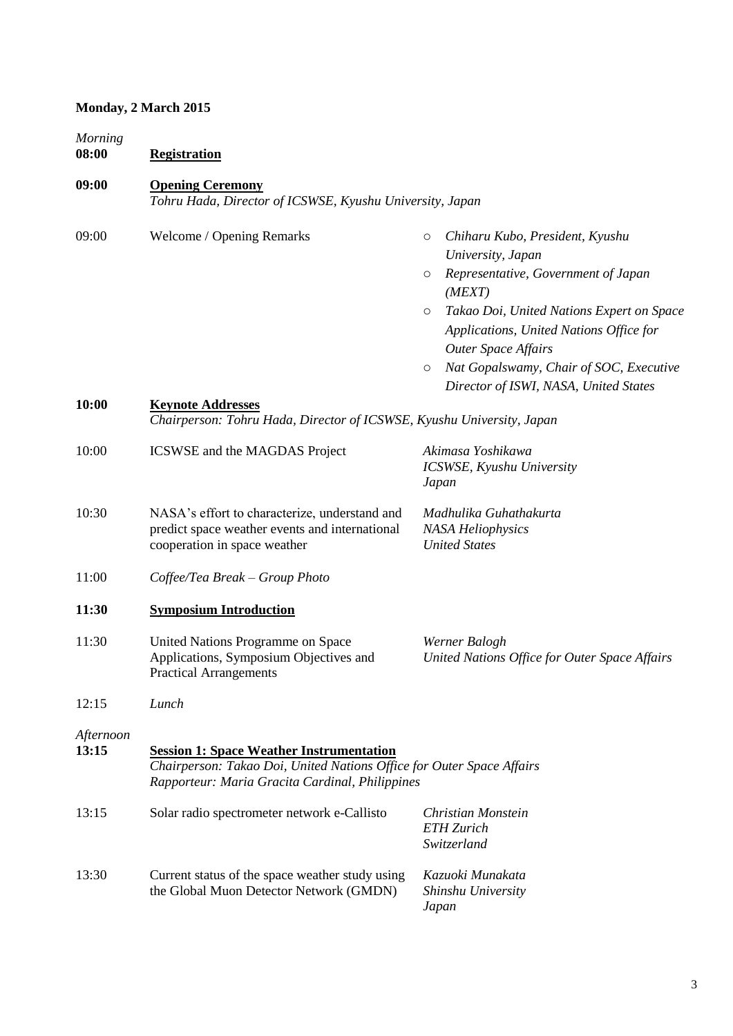**Monday, 2 March 2015**

*Morning*

| | | |
|---|---|---|
| **08:00** | **Registration** | |
| **09:00** | **Opening Ceremony**<br>*Tohru Hada, Director of ICSWSE, Kyushu University, Japan* | |
| 09:00 | Welcome / Opening Remarks | ○ *Chiharu Kubo, President, Kyushu University, Japan*<br>○ *Representative, Government of Japan (MEXT)*<br>○ *Takao Doi, United Nations Expert on Space Applications, United Nations Office for Outer Space Affairs*<br>○ *Nat Gopalswamy, Chair of SOC, Executive Director of ISWI, NASA, United States* |
| **10:00** | **Keynote Addresses**<br>*Chairperson: Tohru Hada, Director of ICSWSE, Kyushu University, Japan* | |
| 10:00 | ICSWSE and the MAGDAS Project | *Akimasa Yoshikawa*<br>*ICSWSE, Kyushu University*<br>*Japan* |
| 10:30 | NASA's effort to characterize, understand and predict space weather events and international cooperation in space weather | *Madhulika Guhathakurta*<br>*NASA Heliophysics*<br>*United States* |
| 11:00 | *Coffee/Tea Break – Group Photo* | |
| **11:30** | **Symposium Introduction** | |
| 11:30 | United Nations Programme on Space Applications, Symposium Objectives and Practical Arrangements | *Werner Balogh*<br>*United Nations Office for Outer Space Affairs* |
| 12:15 | *Lunch* | |

*Afternoon*

| | | |
|---|---|---|
| **13:15** | **Session 1: Space Weather Instrumentation**<br>*Chairperson: Takao Doi, United Nations Office for Outer Space Affairs*<br>*Rapporteur: Maria Gracita Cardinal, Philippines* | |
| 13:15 | Solar radio spectrometer network e-Callisto | *Christian Monstein*<br>*ETH Zurich*<br>*Switzerland* |
| 13:30 | Current status of the space weather study using the Global Muon Detector Network (GMDN) | *Kazuoki Munakata*<br>*Shinshu University*<br>*Japan* |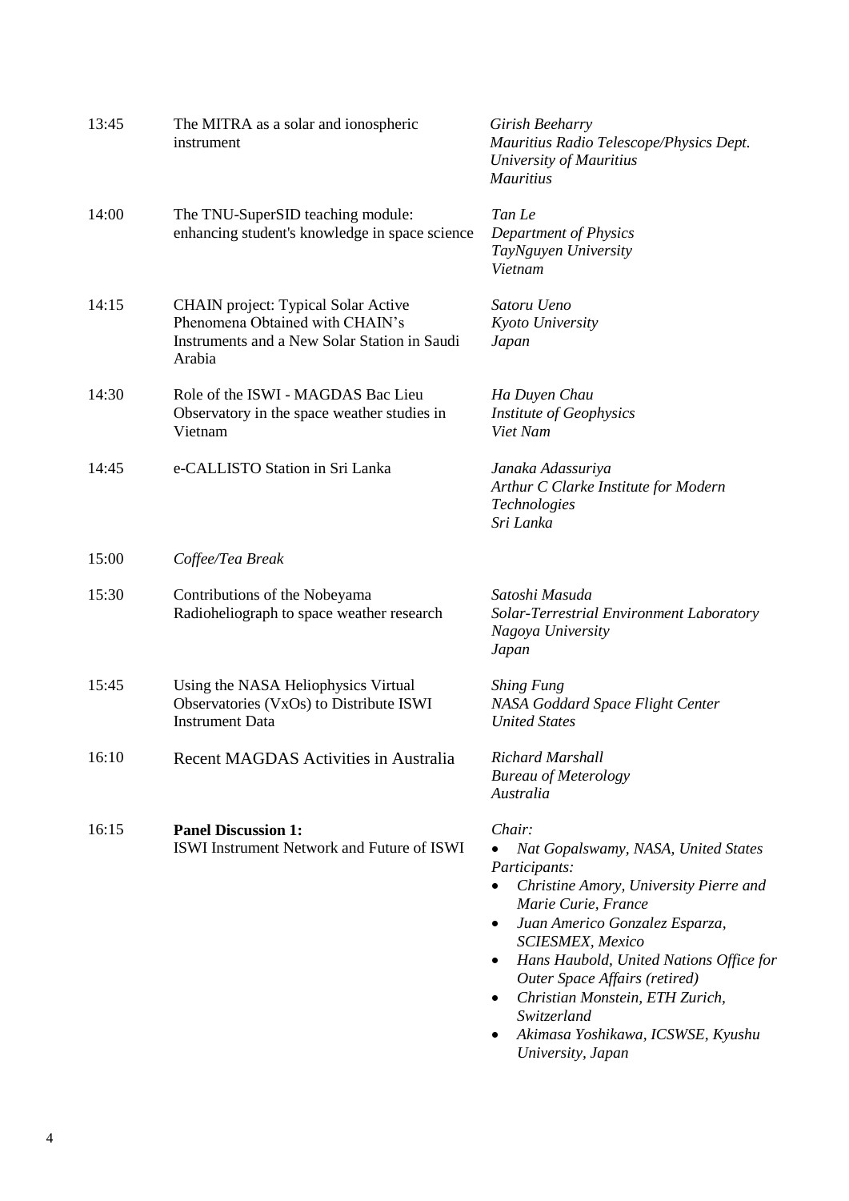| | | |
|---|---|---|
| 13:45 | The MITRA as a solar and ionospheric instrument | *Girish Beeharry*<br>*Mauritius Radio Telescope/Physics Dept.*<br>*University of Mauritius*<br>*Mauritius* |
| 14:00 | The TNU-SuperSID teaching module: enhancing student's knowledge in space science | *Tan Le*<br>*Department of Physics*<br>*TayNguyen University*<br>*Vietnam* |
| 14:15 | CHAIN project: Typical Solar Active Phenomena Obtained with CHAIN's Instruments and a New Solar Station in Saudi Arabia | *Satoru Ueno*<br>*Kyoto University*<br>*Japan* |
| 14:30 | Role of the ISWI - MAGDAS Bac Lieu Observatory in the space weather studies in Vietnam | *Ha Duyen Chau*<br>*Institute of Geophysics*<br>*Viet Nam* |
| 14:45 | e-CALLISTO Station in Sri Lanka | *Janaka Adassuriya*<br>*Arthur C Clarke Institute for Modern Technologies*<br>*Sri Lanka* |
| 15:00 | *Coffee/Tea Break* | |
| 15:30 | Contributions of the Nobeyama Radioheliograph to space weather research | *Satoshi Masuda*<br>*Solar-Terrestrial Environment Laboratory*<br>*Nagoya University*<br>*Japan* |
| 15:45 | Using the NASA Heliophysics Virtual Observatories (VxOs) to Distribute ISWI Instrument Data | *Shing Fung*<br>*NASA Goddard Space Flight Center*<br>*United States* |
| 16:10 | Recent MAGDAS Activities in Australia | *Richard Marshall*<br>*Bureau of Meterology*<br>*Australia* |
| 16:15 | **Panel Discussion 1:**<br>ISWI Instrument Network and Future of ISWI | *Chair:*<br>• *Nat Gopalswamy, NASA, United States*<br>*Participants:*<br>• *Christine Amory, University Pierre and Marie Curie, France*<br>• *Juan Americo Gonzalez Esparza, SCIESMEX, Mexico*<br>• *Hans Haubold, United Nations Office for Outer Space Affairs (retired)*<br>• *Christian Monstein, ETH Zurich, Switzerland*<br>• *Akimasa Yoshikawa, ICSWSE, Kyushu University, Japan* |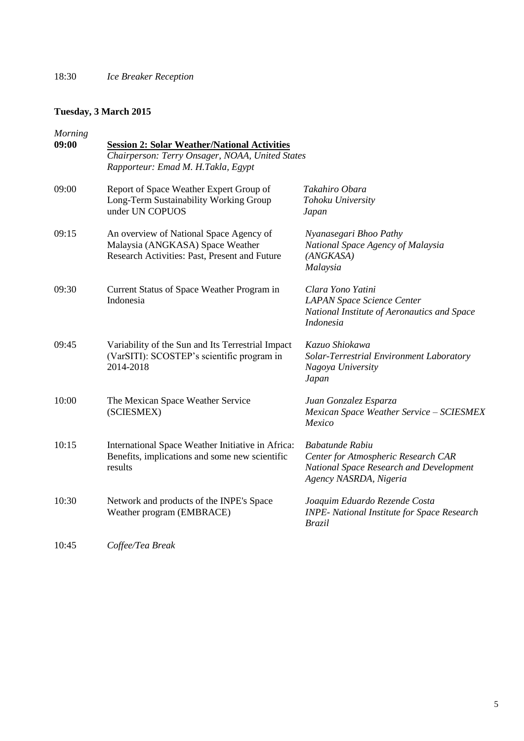18:30 *Ice Breaker Reception*

**Tuesday, 3 March 2015**

*Morning*

**09:00** **Session 2: Solar Weather/National Activities**
*Chairperson: Terry Onsager, NOAA, United States*
*Rapporteur: Emad M. H.Takla, Egypt*

| | | |
|---|---|---|
| 09:00 | Report of Space Weather Expert Group of Long-Term Sustainability Working Group under UN COPUOS | *Takahiro Obara*<br>*Tohoku University*<br>*Japan* |
| 09:15 | An overview of National Space Agency of Malaysia (ANGKASA) Space Weather Research Activities: Past, Present and Future | *Nyanasegari Bhoo Pathy*<br>*National Space Agency of Malaysia (ANGKASA)*<br>*Malaysia* |
| 09:30 | Current Status of Space Weather Program in Indonesia | *Clara Yono Yatini*<br>*LAPAN Space Science Center*<br>*National Institute of Aeronautics and Space*<br>*Indonesia* |
| 09:45 | Variability of the Sun and Its Terrestrial Impact (VarSITI): SCOSTEP's scientific program in 2014-2018 | *Kazuo Shiokawa*<br>*Solar-Terrestrial Environment Laboratory*<br>*Nagoya University*<br>*Japan* |
| 10:00 | The Mexican Space Weather Service (SCIESMEX) | *Juan Gonzalez Esparza*<br>*Mexican Space Weather Service – SCIESMEX*<br>*Mexico* |
| 10:15 | International Space Weather Initiative in Africa: Benefits, implications and some new scientific results | *Babatunde Rabiu*<br>*Center for Atmospheric Research CAR*<br>*National Space Research and Development Agency NASRDA, Nigeria* |
| 10:30 | Network and products of the INPE's Space Weather program (EMBRACE) | *Joaquim Eduardo Rezende Costa*<br>*INPE- National Institute for Space Research*<br>*Brazil* |

10:45 *Coffee/Tea Break*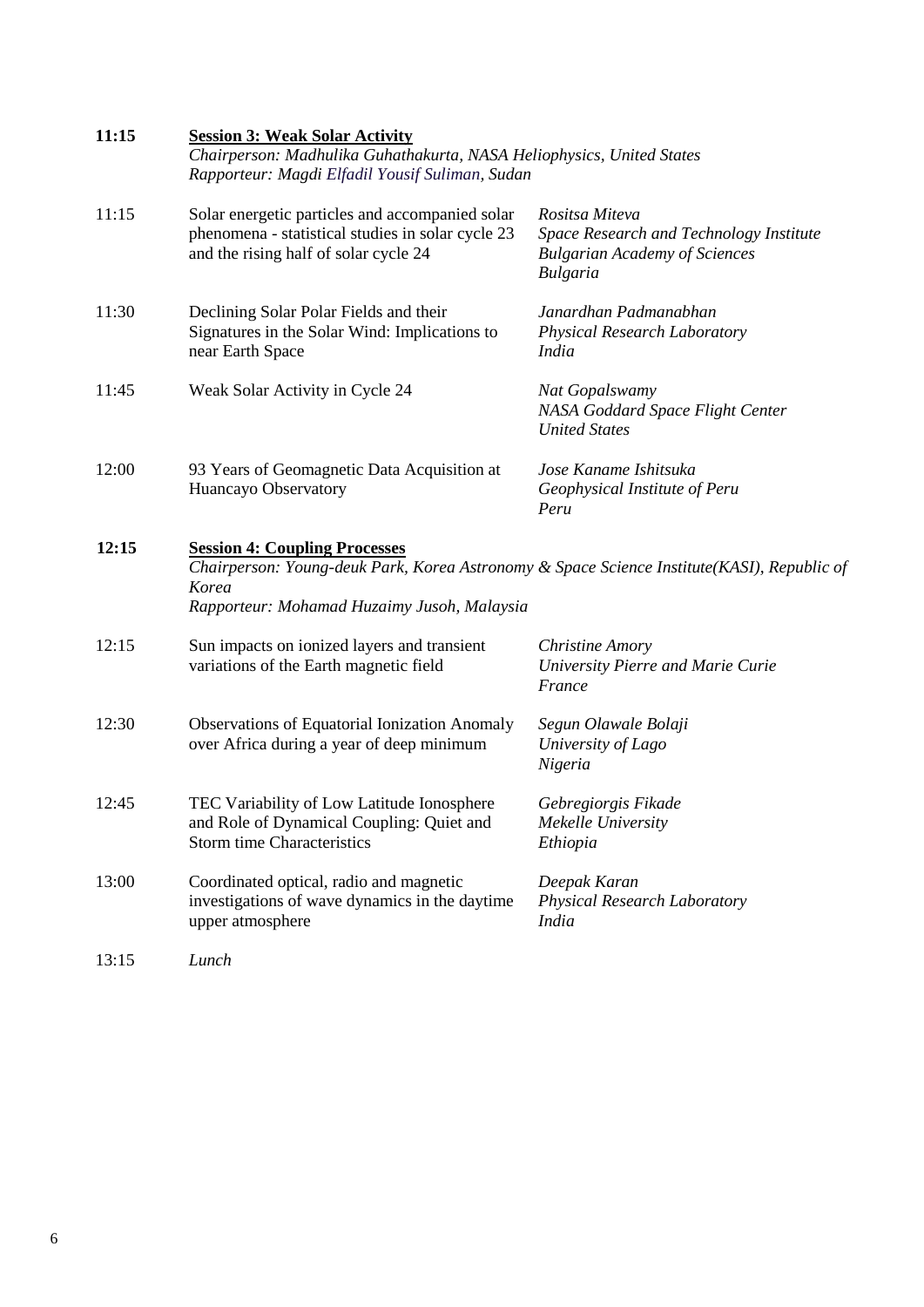**11:15** **Session 3: Weak Solar Activity**

*Chairperson: Madhulika Guhathakurta, NASA Heliophysics, United States*
*Rapporteur: Magdi Elfadil Yousif Suliman, Sudan*

| Time | Title | Speaker |
|---|---|---|
| 11:15 | Solar energetic particles and accompanied solar phenomena - statistical studies in solar cycle 23 and the rising half of solar cycle 24 | *Rositsa Miteva*<br>*Space Research and Technology Institute*<br>*Bulgarian Academy of Sciences*<br>*Bulgaria* |
| 11:30 | Declining Solar Polar Fields and their Signatures in the Solar Wind: Implications to near Earth Space | *Janardhan Padmanabhan*<br>*Physical Research Laboratory*<br>*India* |
| 11:45 | Weak Solar Activity in Cycle 24 | *Nat Gopalswamy*<br>*NASA Goddard Space Flight Center*<br>*United States* |
| 12:00 | 93 Years of Geomagnetic Data Acquisition at Huancayo Observatory | *Jose Kaname Ishitsuka*<br>*Geophysical Institute of Peru*<br>*Peru* |

**12:15** **Session 4: Coupling Processes**

*Chairperson: Young-deuk Park, Korea Astronomy & Space Science Institute(KASI), Republic of Korea*
*Rapporteur: Mohamad Huzaimy Jusoh, Malaysia*

| Time | Title | Speaker |
|---|---|---|
| 12:15 | Sun impacts on ionized layers and transient variations of the Earth magnetic field | *Christine Amory*<br>*University Pierre and Marie Curie*<br>*France* |
| 12:30 | Observations of Equatorial Ionization Anomaly over Africa during a year of deep minimum | *Segun Olawale Bolaji*<br>*University of Lago*<br>*Nigeria* |
| 12:45 | TEC Variability of Low Latitude Ionosphere and Role of Dynamical Coupling: Quiet and Storm time Characteristics | *Gebregiorgis Fikade*<br>*Mekelle University*<br>*Ethiopia* |
| 13:00 | Coordinated optical, radio and magnetic investigations of wave dynamics in the daytime upper atmosphere | *Deepak Karan*<br>*Physical Research Laboratory*<br>*India* |
| 13:15 | *Lunch* | |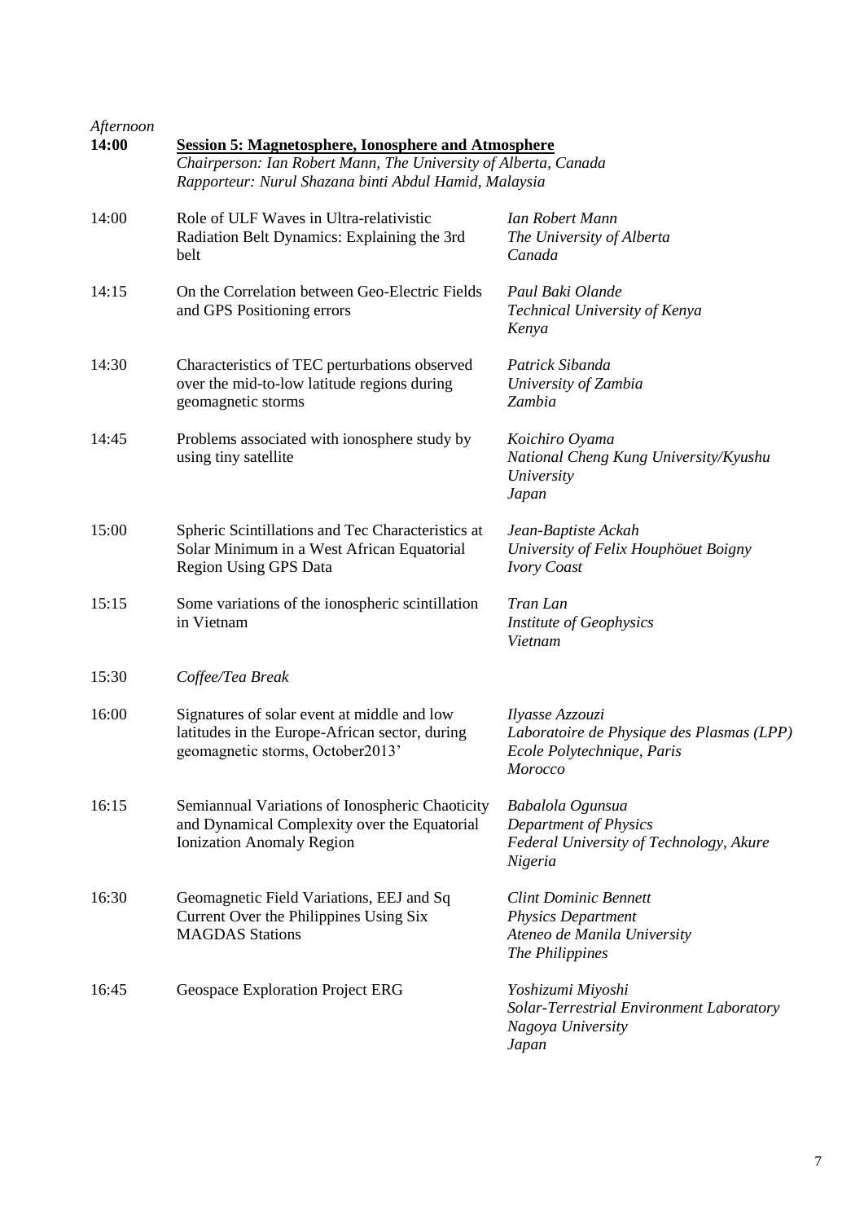*Afternoon*

**14:00** **Session 5: Magnetosphere, Ionosphere and Atmosphere**

*Chairperson: Ian Robert Mann, The University of Alberta, Canada*
*Rapporteur: Nurul Shazana binti Abdul Hamid, Malaysia*

| | | |
|---|---|---|
| 14:00 | Role of ULF Waves in Ultra-relativistic Radiation Belt Dynamics: Explaining the 3rd belt | *Ian Robert Mann*<br>*The University of Alberta*<br>*Canada* |
| 14:15 | On the Correlation between Geo-Electric Fields and GPS Positioning errors | *Paul Baki Olande*<br>*Technical University of Kenya*<br>*Kenya* |
| 14:30 | Characteristics of TEC perturbations observed over the mid-to-low latitude regions during geomagnetic storms | *Patrick Sibanda*<br>*University of Zambia*<br>*Zambia* |
| 14:45 | Problems associated with ionosphere study by using tiny satellite | *Koichiro Oyama*<br>*National Cheng Kung University/Kyushu University*<br>*Japan* |
| 15:00 | Spheric Scintillations and Tec Characteristics at Solar Minimum in a West African Equatorial Region Using GPS Data | *Jean-Baptiste Ackah*<br>*University of Felix Houphöuet Boigny*<br>*Ivory Coast* |
| 15:15 | Some variations of the ionospheric scintillation in Vietnam | *Tran Lan*<br>*Institute of Geophysics*<br>*Vietnam* |
| 15:30 | *Coffee/Tea Break* | |
| 16:00 | Signatures of solar event at middle and low latitudes in the Europe-African sector, during geomagnetic storms, October2013' | *Ilyasse Azzouzi*<br>*Laboratoire de Physique des Plasmas (LPP)*<br>*Ecole Polytechnique, Paris*<br>*Morocco* |
| 16:15 | Semiannual Variations of Ionospheric Chaoticity and Dynamical Complexity over the Equatorial Ionization Anomaly Region | *Babalola Ogunsua*<br>*Department of Physics*<br>*Federal University of Technology, Akure*<br>*Nigeria* |
| 16:30 | Geomagnetic Field Variations, EEJ and Sq Current Over the Philippines Using Six MAGDAS Stations | *Clint Dominic Bennett*<br>*Physics Department*<br>*Ateneo de Manila University*<br>*The Philippines* |
| 16:45 | Geospace Exploration Project ERG | *Yoshizumi Miyoshi*<br>*Solar-Terrestrial Environment Laboratory*<br>*Nagoya University*<br>*Japan* |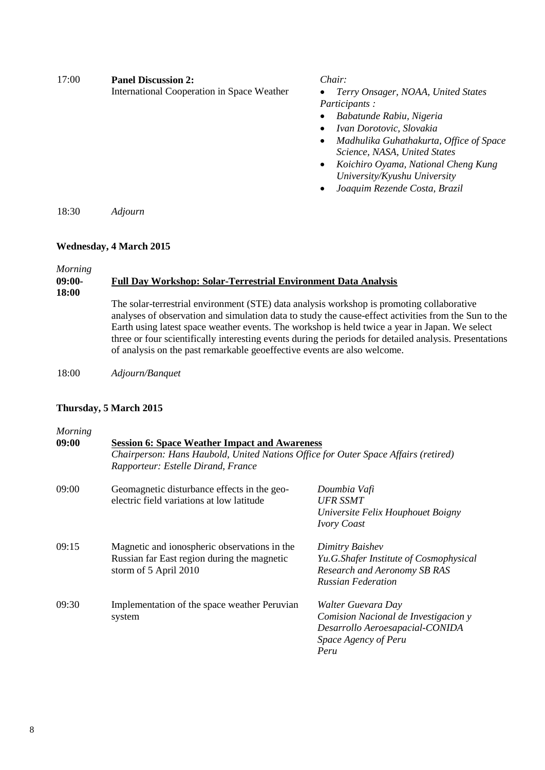17:00 **Panel Discussion 2:**
International Cooperation in Space Weather

*Chair:*

- *Terry Onsager, NOAA, United States*

*Participants :*

- *Babatunde Rabiu, Nigeria*
- *Ivan Dorotovic, Slovakia*
- *Madhulika Guhathakurta, Office of Space Science, NASA, United States*
- *Koichiro Oyama, National Cheng Kung University/Kyushu University*
- *Joaquim Rezende Costa, Brazil*

18:30 *Adjourn*

### Wednesday, 4 March 2015

*Morning*

**09:00-18:00** **Full Day Workshop: Solar-Terrestrial Environment Data Analysis**

The solar-terrestrial environment (STE) data analysis workshop is promoting collaborative analyses of observation and simulation data to study the cause-effect activities from the Sun to the Earth using latest space weather events. The workshop is held twice a year in Japan. We select three or four scientifically interesting events during the periods for detailed analysis. Presentations of analysis on the past remarkable geoeffective events are also welcome.

18:00 *Adjourn/Banquet*

### Thursday, 5 March 2015

*Morning*

**09:00** **Session 6: Space Weather Impact and Awareness**
*Chairperson: Hans Haubold, United Nations Office for Outer Space Affairs (retired)*
*Rapporteur: Estelle Dirand, France*

| Time | Title | Speaker |
|---|---|---|
| 09:00 | Geomagnetic disturbance effects in the geo-electric field variations at low latitude | *Doumbia Vafi*<br>*UFR SSMT*<br>*Universite Felix Houphouet Boigny*<br>*Ivory Coast* |
| 09:15 | Magnetic and ionospheric observations in the Russian far East region during the magnetic storm of 5 April 2010 | *Dimitry Baishev*<br>*Yu.G.Shafer Institute of Cosmophysical Research and Aeronomy SB RAS*<br>*Russian Federation* |
| 09:30 | Implementation of the space weather Peruvian system | *Walter Guevara Day*<br>*Comision Nacional de Investigacion y Desarrollo Aeroesapacial-CONIDA*<br>*Space Agency of Peru*<br>*Peru* |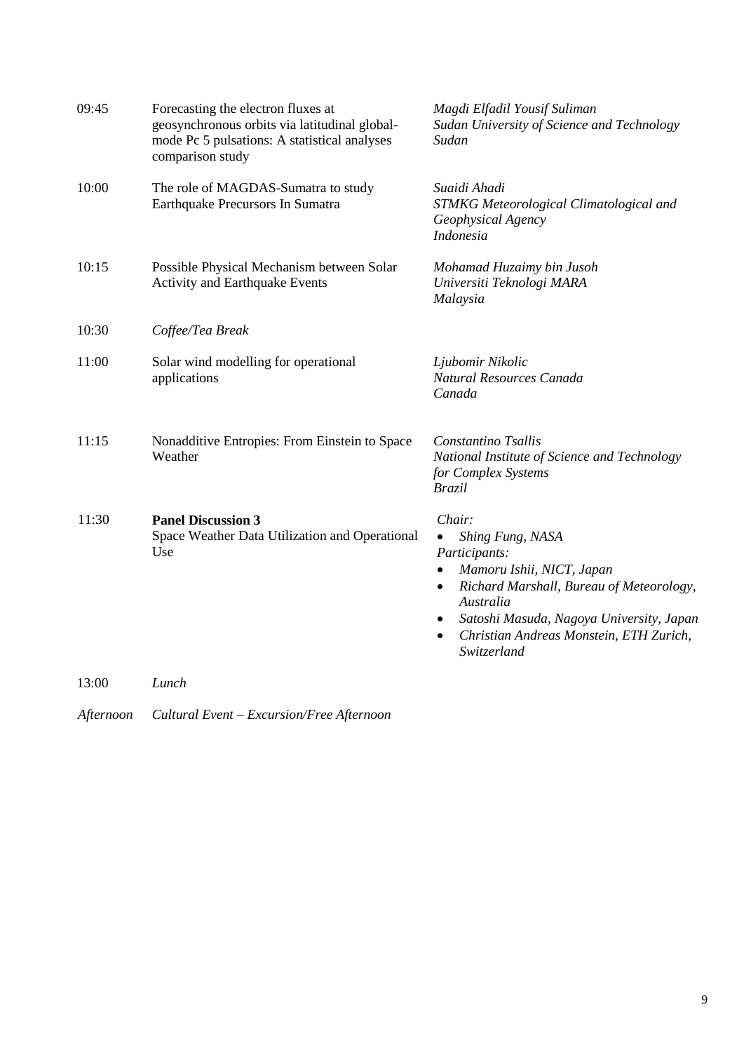| | | |
|---|---|---|
| 09:45 | Forecasting the electron fluxes at geosynchronous orbits via latitudinal global-mode Pc 5 pulsations: A statistical analyses comparison study | *Magdi Elfadil Yousif Suliman*<br>*Sudan University of Science and Technology*<br>*Sudan* |
| 10:00 | The role of MAGDAS-Sumatra to study Earthquake Precursors In Sumatra | *Suaidi Ahadi*<br>*STMKG Meteorological Climatological and Geophysical Agency*<br>*Indonesia* |
| 10:15 | Possible Physical Mechanism between Solar Activity and Earthquake Events | *Mohamad Huzaimy bin Jusoh*<br>*Universiti Teknologi MARA*<br>*Malaysia* |
| 10:30 | *Coffee/Tea Break* | |
| 11:00 | Solar wind modelling for operational applications | *Ljubomir Nikolic*<br>*Natural Resources Canada*<br>*Canada* |
| 11:15 | Nonadditive Entropies: From Einstein to Space Weather | *Constantino Tsallis*<br>*National Institute of Science and Technology for Complex Systems*<br>*Brazil* |
| 11:30 | **Panel Discussion 3**<br>Space Weather Data Utilization and Operational Use | *Chair:*<br>• *Shing Fung, NASA*<br>*Participants:*<br>• *Mamoru Ishii, NICT, Japan*<br>• *Richard Marshall, Bureau of Meteorology, Australia*<br>• *Satoshi Masuda, Nagoya University, Japan*<br>• *Christian Andreas Monstein, ETH Zurich, Switzerland* |
| 13:00 | *Lunch* | |
| *Afternoon* | *Cultural Event – Excursion/Free Afternoon* | |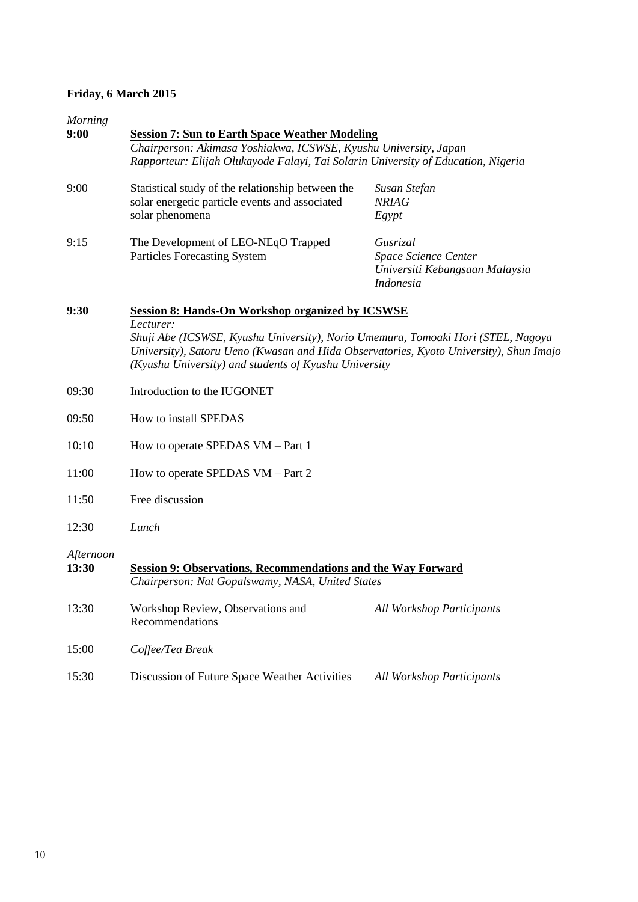**Friday, 6 March 2015**

*Morning*

**9:00** **Session 7: Sun to Earth Space Weather Modeling**
*Chairperson: Akimasa Yoshiakwa, ICSWSE, Kyushu University, Japan*
*Rapporteur: Elijah Olukayode Falayi, Tai Solarin University of Education, Nigeria*

| | | |
|---|---|---|
| 9:00 | Statistical study of the relationship between the solar energetic particle events and associated solar phenomena | *Susan Stefan* *NRIAG* *Egypt* |
| 9:15 | The Development of LEO-NEqO Trapped Particles Forecasting System | *Gusrizal* *Space Science Center* *Universiti Kebangsaan Malaysia* *Indonesia* |

**9:30** **Session 8: Hands-On Workshop organized by ICSWSE**
*Lecturer:*
*Shuji Abe (ICSWSE, Kyushu University), Norio Umemura, Tomoaki Hori (STEL, Nagoya University), Satoru Ueno (Kwasan and Hida Observatories, Kyoto University), Shun Imajo (Kyushu University) and students of Kyushu University*

| | |
|---|---|
| 09:30 | Introduction to the IUGONET |
| 09:50 | How to install SPEDAS |
| 10:10 | How to operate SPEDAS VM – Part 1 |
| 11:00 | How to operate SPEDAS VM – Part 2 |
| 11:50 | Free discussion |
| 12:30 | *Lunch* |

*Afternoon*

**13:30** **Session 9: Observations, Recommendations and the Way Forward**
*Chairperson: Nat Gopalswamy, NASA, United States*

| | | |
|---|---|---|
| 13:30 | Workshop Review, Observations and Recommendations | *All Workshop Participants* |
| 15:00 | *Coffee/Tea Break* | |
| 15:30 | Discussion of Future Space Weather Activities | *All Workshop Participants* |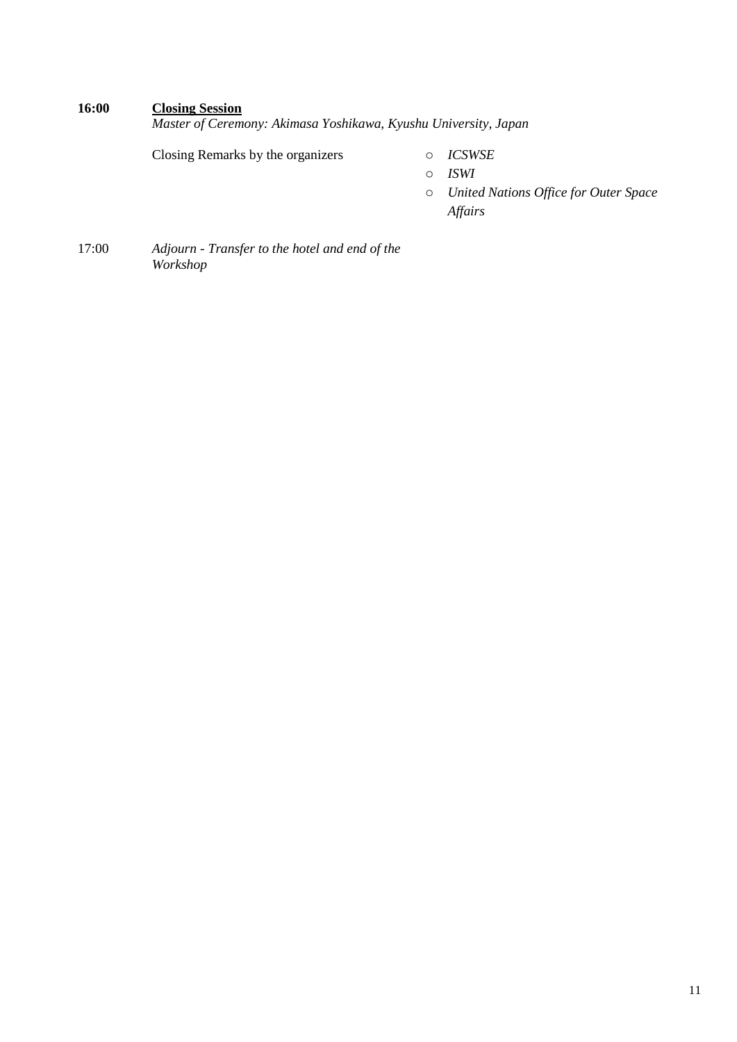**16:00** **<u>Closing Session</u>**

*Master of Ceremony: Akimasa Yoshikawa, Kyushu University, Japan*

Closing Remarks by the organizers

- *ICSWSE*
- *ISWI*
- *United Nations Office for Outer Space Affairs*

17:00 *Adjourn - Transfer to the hotel and end of the Workshop*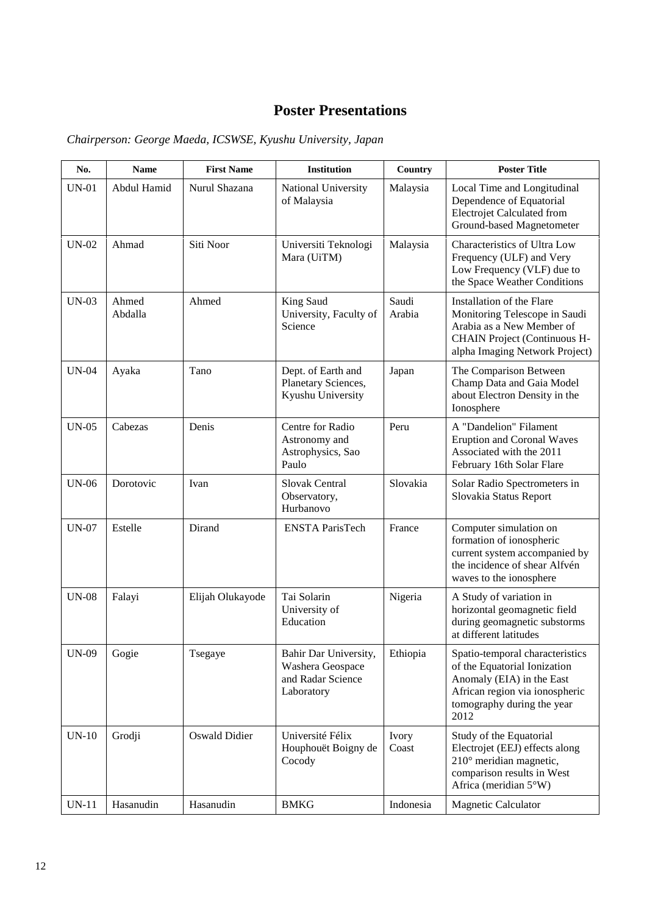# Poster Presentations

*Chairperson: George Maeda, ICSWSE, Kyushu University, Japan*

| No. | Name | First Name | Institution | Country | Poster Title |
|---|---|---|---|---|---|
| UN-01 | Abdul Hamid | Nurul Shazana | National University of Malaysia | Malaysia | Local Time and Longitudinal Dependence of Equatorial Electrojet Calculated from Ground-based Magnetometer |
| UN-02 | Ahmad | Siti Noor | Universiti Teknologi Mara (UiTM) | Malaysia | Characteristics of Ultra Low Frequency (ULF) and Very Low Frequency (VLF) due to the Space Weather Conditions |
| UN-03 | Ahmed Abdalla | Ahmed | King Saud University, Faculty of Science | Saudi Arabia | Installation of the Flare Monitoring Telescope in Saudi Arabia as a New Member of CHAIN Project (Continuous H-alpha Imaging Network Project) |
| UN-04 | Ayaka | Tano | Dept. of Earth and Planetary Sciences, Kyushu University | Japan | The Comparison Between Champ Data and Gaia Model about Electron Density in the Ionosphere |
| UN-05 | Cabezas | Denis | Centre for Radio Astronomy and Astrophysics, Sao Paulo | Peru | A "Dandelion" Filament Eruption and Coronal Waves Associated with the 2011 February 16th Solar Flare |
| UN-06 | Dorotovic | Ivan | Slovak Central Observatory, Hurbanovo | Slovakia | Solar Radio Spectrometers in Slovakia Status Report |
| UN-07 | Estelle | Dirand | ENSTA ParisTech | France | Computer simulation on formation of ionospheric current system accompanied by the incidence of shear Alfvén waves to the ionosphere |
| UN-08 | Falayi | Elijah Olukayode | Tai Solarin University of Education | Nigeria | A Study of variation in horizontal geomagnetic field during geomagnetic substorms at different latitudes |
| UN-09 | Gogie | Tsegaye | Bahir Dar University, Washera Geospace and Radar Science Laboratory | Ethiopia | Spatio-temporal characteristics of the Equatorial Ionization Anomaly (EIA) in the East African region via ionospheric tomography during the year 2012 |
| UN-10 | Grodji | Oswald Didier | Université Félix Houphouët Boigny de Cocody | Ivory Coast | Study of the Equatorial Electrojet (EEJ) effects along 210° meridian magnetic, comparison results in West Africa (meridian 5°W) |
| UN-11 | Hasanudin | Hasanudin | BMKG | Indonesia | Magnetic Calculator |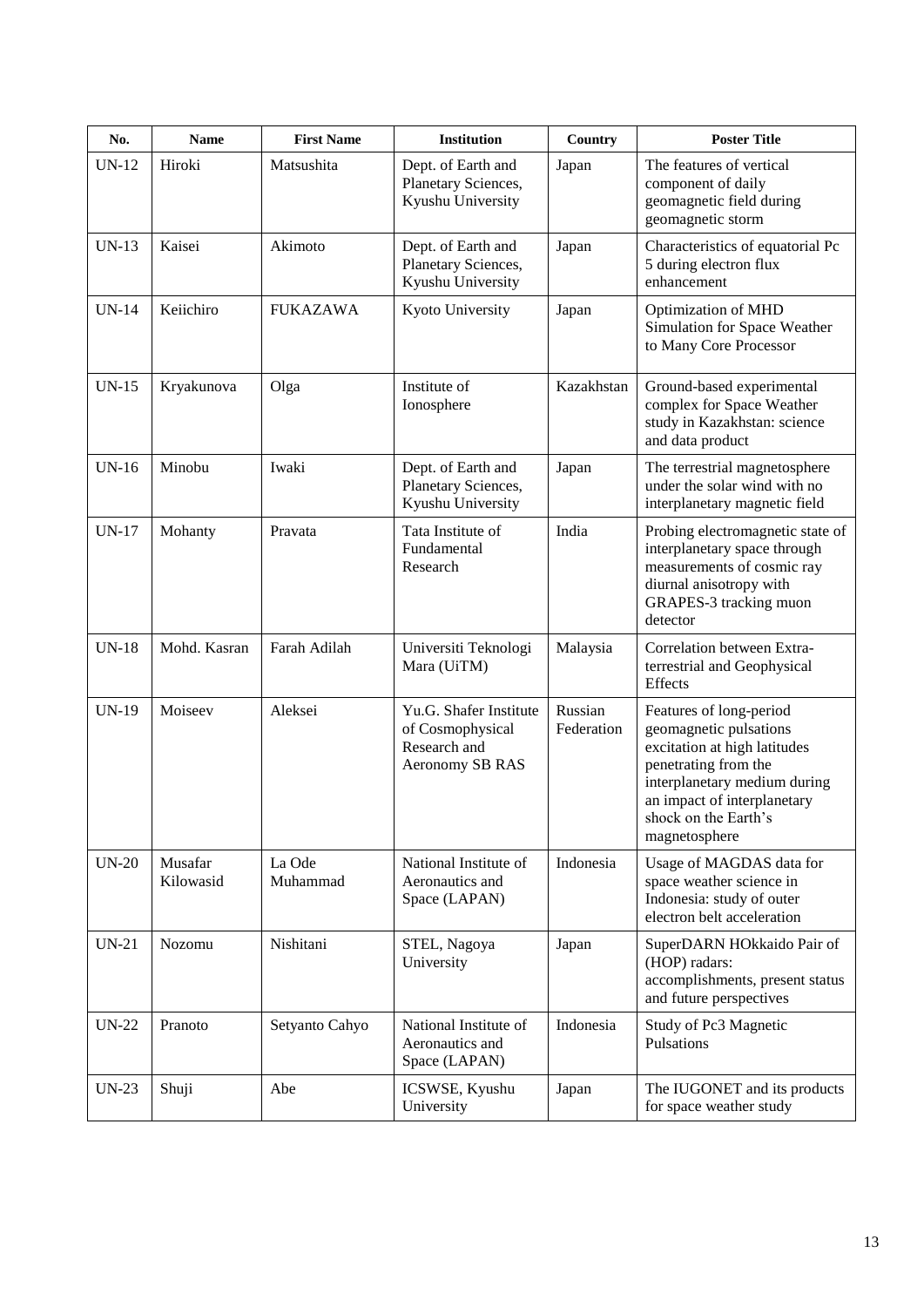| No. | Name | First Name | Institution | Country | Poster Title |
|---|---|---|---|---|---|
| UN-12 | Hiroki | Matsushita | Dept. of Earth and Planetary Sciences, Kyushu University | Japan | The features of vertical component of daily geomagnetic field during geomagnetic storm |
| UN-13 | Kaisei | Akimoto | Dept. of Earth and Planetary Sciences, Kyushu University | Japan | Characteristics of equatorial Pc 5 during electron flux enhancement |
| UN-14 | Keiichiro | FUKAZAWA | Kyoto University | Japan | Optimization of MHD Simulation for Space Weather to Many Core Processor |
| UN-15 | Kryakunova | Olga | Institute of Ionosphere | Kazakhstan | Ground-based experimental complex for Space Weather study in Kazakhstan: science and data product |
| UN-16 | Minobu | Iwaki | Dept. of Earth and Planetary Sciences, Kyushu University | Japan | The terrestrial magnetosphere under the solar wind with no interplanetary magnetic field |
| UN-17 | Mohanty | Pravata | Tata Institute of Fundamental Research | India | Probing electromagnetic state of interplanetary space through measurements of cosmic ray diurnal anisotropy with GRAPES-3 tracking muon detector |
| UN-18 | Mohd. Kasran | Farah Adilah | Universiti Teknologi Mara (UiTM) | Malaysia | Correlation between Extra-terrestrial and Geophysical Effects |
| UN-19 | Moiseev | Aleksei | Yu.G. Shafer Institute of Cosmophysical Research and Aeronomy SB RAS | Russian Federation | Features of long-period geomagnetic pulsations excitation at high latitudes penetrating from the interplanetary medium during an impact of interplanetary shock on the Earth's magnetosphere |
| UN-20 | Musafar Kilowasid | La Ode Muhammad | National Institute of Aeronautics and Space (LAPAN) | Indonesia | Usage of MAGDAS data for space weather science in Indonesia: study of outer electron belt acceleration |
| UN-21 | Nozomu | Nishitani | STEL, Nagoya University | Japan | SuperDARN HOkkaido Pair of (HOP) radars: accomplishments, present status and future perspectives |
| UN-22 | Pranoto | Setyanto Cahyo | National Institute of Aeronautics and Space (LAPAN) | Indonesia | Study of Pc3 Magnetic Pulsations |
| UN-23 | Shuji | Abe | ICSWSE, Kyushu University | Japan | The IUGONET and its products for space weather study |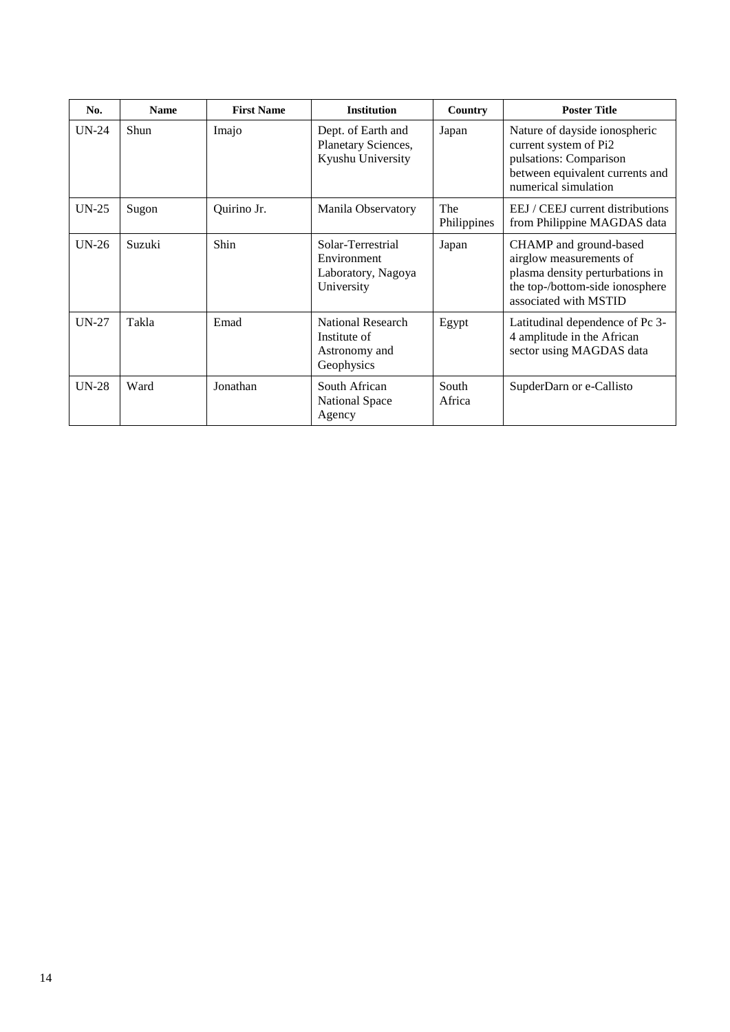| No. | Name | First Name | Institution | Country | Poster Title |
|---|---|---|---|---|---|
| UN-24 | Shun | Imajo | Dept. of Earth and Planetary Sciences, Kyushu University | Japan | Nature of dayside ionospheric current system of Pi2 pulsations: Comparison between equivalent currents and numerical simulation |
| UN-25 | Sugon | Quirino Jr. | Manila Observatory | The Philippines | EEJ / CEEJ current distributions from Philippine MAGDAS data |
| UN-26 | Suzuki | Shin | Solar-Terrestrial Environment Laboratory, Nagoya University | Japan | CHAMP and ground-based airglow measurements of plasma density perturbations in the top-/bottom-side ionosphere associated with MSTID |
| UN-27 | Takla | Emad | National Research Institute of Astronomy and Geophysics | Egypt | Latitudinal dependence of Pc 3-4 amplitude in the African sector using MAGDAS data |
| UN-28 | Ward | Jonathan | South African National Space Agency | South Africa | SupderDarn or e-Callisto |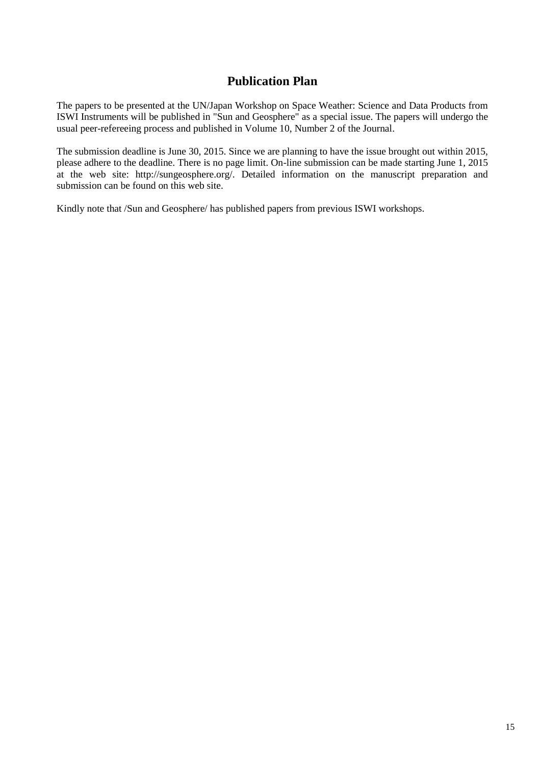# Publication Plan

The papers to be presented at the UN/Japan Workshop on Space Weather: Science and Data Products from ISWI Instruments will be published in "Sun and Geosphere" as a special issue. The papers will undergo the usual peer-refereeing process and published in Volume 10, Number 2 of the Journal.

The submission deadline is June 30, 2015. Since we are planning to have the issue brought out within 2015, please adhere to the deadline. There is no page limit. On-line submission can be made starting June 1, 2015 at the web site: http://sungeosphere.org/. Detailed information on the manuscript preparation and submission can be found on this web site.

Kindly note that /Sun and Geosphere/ has published papers from previous ISWI workshops.